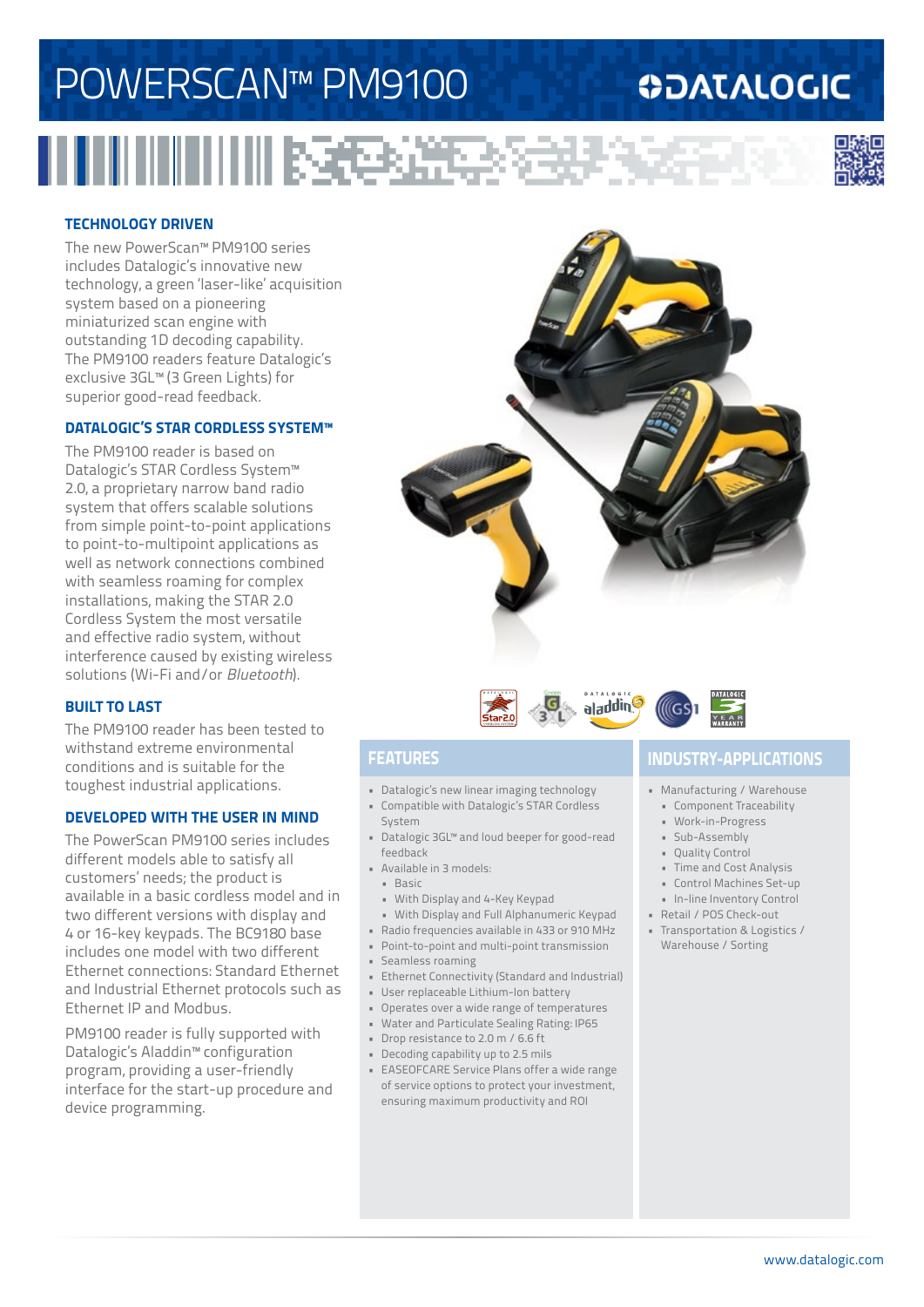# POWERSCAN™ PM9100

DATALOGIC

## TECHNOLOGY DRIVEN

The new PowerScan™ PM9100 series includes Datalogic's innovative new technology, a green 'laser-like' acquisition system based on a pioneering miniaturized scan engine with outstanding 1D decoding capability. The PM9100 readers feature Datalogic's exclusive 3GL™ (3 Green Lights) for superior good-read feedback.

## DATALOGIC'S STAR CORDLESS SYSTEM™

The PM9100 reader is based on Datalogic's STAR Cordless System™ 2.0, a proprietary narrow band radio system that offers scalable solutions from simple point-to-point applications to point-to-multipoint applications as well as network connections combined with seamless roaming for complex installations, making the STAR 2.0 Cordless System the most versatile and effective radio system, without interference caused by existing wireless solutions (Wi-Fi and/or *Bluetooth*).

## BUILT TO LAST

The PM9100 reader has been tested to withstand extreme environmental conditions and is suitable for the toughest industrial applications.

## DEVELOPED WITH THE USER IN MIND

The PowerScan PM9100 series includes different models able to satisfy all customers' needs; the product is available in a basic cordless model and in two different versions with display and 4 or 16-key keypads. The BC9180 base includes one model with two different Ethernet connections: Standard Ethernet and Industrial Ethernet protocols such as Ethernet IP and Modbus.

PM9100 reader is fully supported with Datalogic's Aladdin™ configuration program, providing a user-friendly interface for the start-up procedure and device programming.

## FEATURES

- Datalogic's new linear imaging technology
- Compatible with Datalogic's STAR Cordless System
- Datalogic 3GL™ and loud beeper for good-read feedback
- Available in 3 models:
  - Basic
  - With Display and 4-Key Keypad
  - With Display and Full Alphanumeric Keypad
- Radio frequencies available in 433 or 910 MHz
- Point-to-point and multi-point transmission
- Seamless roaming
- Ethernet Connectivity (Standard and Industrial)
- User replaceable Lithium-Ion battery
- Operates over a wide range of temperatures
- Water and Particulate Sealing Rating: IP65
- Drop resistance to 2.0 m / 6.6 ft
- Decoding capability up to 2.5 mils
- EASEOFCARE Service Plans offer a wide range of service options to protect your investment, ensuring maximum productivity and ROI

## INDUSTRY-APPLICATIONS

- Manufacturing / Warehouse
  - Component Traceability
  - Work-in-Progress
  - Sub-Assembly
  - Quality Control
  - Time and Cost Analysis
  - Control Machines Set-up
  - In-line Inventory Control
- Retail / POS Check-out
- Transportation & Logistics / Warehouse / Sorting

www.datalogic.com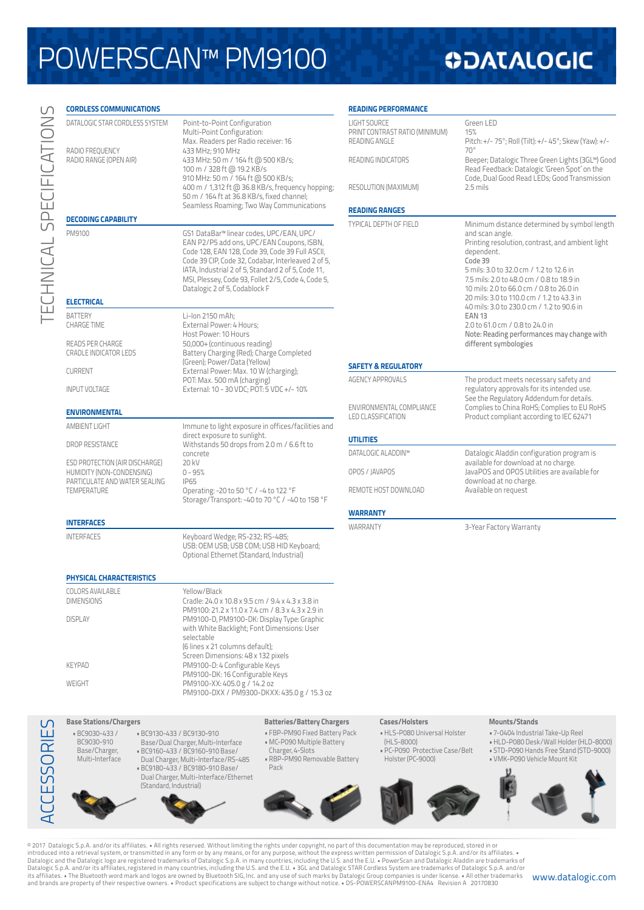# POWERSCAN™ PM9100

DATALOGIC

## TECHNICAL SPECIFICATIONS

### CORDLESS COMMUNICATIONS

| | |
|---|---|
| DATALOGIC STAR CORDLESS SYSTEM | Point-to-Point Configuration<br>Multi-Point Configuration:<br>Max. Readers per Radio receiver: 16 |
| RADIO FREQUENCY | 433 MHz; 910 MHz |
| RADIO RANGE (OPEN AIR) | 433 MHz: 50 m / 164 ft @ 500 KB/s;<br>100 m / 328 ft @ 19.2 KB/s<br>910 MHz: 50 m / 164 ft @ 500 KB/s;<br>400 m / 1,312 ft @ 36.8 KB/s, frequency hopping;<br>50 m / 164 ft at 36.8 KB/s, fixed channel;<br>Seamless Roaming; Two Way Communications |

### DECODING CAPABILITY

| | |
|---|---|
| PM9100 | GS1 DataBar™ linear codes, UPC/EAN, UPC/EAN P2/P5 add ons, UPC/EAN Coupons, ISBN, Code 128, EAN 128, Code 39, Code 39 Full ASCII, Code 39 CIP, Code 32, Codabar, Interleaved 2 of 5, IATA, Industrial 2 of 5, Standard 2 of 5, Code 11, MSI, Plessey, Code 93, Follet 2/5, Code 4, Code 5, Datalogic 2 of 5, Codablock F |

### ELECTRICAL

| | |
|---|---|
| BATTERY | Li-Ion 2150 mAh; |
| CHARGE TIME | External Power: 4 Hours;<br>Host Power: 10 Hours |
| READS PER CHARGE | 50,000+ (continuous reading) |
| CRADLE INDICATOR LEDS | Battery Charging (Red); Charge Completed (Green); Power/Data (Yellow) |
| CURRENT | External Power: Max. 10 W (charging);<br>POT: Max. 500 mA (charging) |
| INPUT VOLTAGE | External: 10 - 30 VDC; POT: 5 VDC +/- 10% |

### ENVIRONMENTAL

| | |
|---|---|
| AMBIENT LIGHT | Immune to light exposure in offices/facilities and direct exposure to sunlight. |
| DROP RESISTANCE | Withstands 50 drops from 2.0 m / 6.6 ft to concrete |
| ESD PROTECTION (AIR DISCHARGE) | 20 kV |
| HUMIDITY (NON-CONDENSING) | 0 - 95% |
| PARTICULATE AND WATER SEALING | IP65 |
| TEMPERATURE | Operating: -20 to 50 °C / -4 to 122 °F<br>Storage/Transport: -40 to 70 °C / -40 to 158 °F |

### INTERFACES

| | |
|---|---|
| INTERFACES | Keyboard Wedge; RS-232; RS-485;<br>USB: OEM USB; USB COM; USB HID Keyboard;<br>Optional Ethernet (Standard, Industrial) |

### PHYSICAL CHARACTERISTICS

| | |
|---|---|
| COLORS AVAILABLE | Yellow/Black |
| DIMENSIONS | Cradle: 24.0 x 10.8 x 9.5 cm / 9.4 x 4.3 x 3.8 in<br>PM9100: 21.2 x 11.0 x 7.4 cm / 8.3 x 4.3 x 2.9 in |
| DISPLAY | PM9100-D, PM9100-DK: Display Type: Graphic with White Backlight; Font Dimensions: User selectable<br>(6 lines x 21 columns default);<br>Screen Dimensions: 48 x 132 pixels |
| KEYPAD | PM9100-D: 4 Configurable Keys<br>PM9100-DK: 16 Configurable Keys |
| WEIGHT | PM9100-XX: 405.0 g / 14.2 oz<br>PM9100-DXX / PM9300-DKXX: 435.0 g / 15.3 oz |

### READING PERFORMANCE

| | |
|---|---|
| LIGHT SOURCE | Green LED |
| PRINT CONTRAST RATIO (MINIMUM) | 15% |
| READING ANGLE | Pitch: +/- 75°; Roll (Tilt): +/- 45°; Skew (Yaw): +/- 70° |
| READING INDICATORS | Beeper; Datalogic Three Green Lights (3GL™) Good Read Feedback; Datalogic 'Green Spot' on the Code, Dual Good Read LEDs; Good Transmission |
| RESOLUTION (MAXIMUM) | 2.5 mils |

### READING RANGES

| | |
|---|---|
| TYPICAL DEPTH OF FIELD | Minimum distance determined by symbol length and scan angle.<br>Printing resolution, contrast, and ambient light dependent.<br>Code 39<br>5 mils: 3.0 to 32.0 cm / 1.2 to 12.6 in<br>7.5 mils: 2.0 to 48.0 cm / 0.8 to 18.9 in<br>10 mils: 2.0 to 66.0 cm / 0.8 to 26.0 in<br>20 mils: 3.0 to 110.0 cm / 1.2 to 43.3 in<br>40 mils: 3.0 to 230.0 cm / 1.2 to 90.6 in<br>EAN 13<br>2.0 to 61.0 cm / 0.8 to 24.0 in<br>Note: Reading performances may change with different symbologies |

### SAFETY & REGULATORY

| | |
|---|---|
| AGENCY APPROVALS | The product meets necessary safety and regulatory approvals for its intended use. See the Regulatory Addendum for details. |
| ENVIRONMENTAL COMPLIANCE | Complies to China RoHS; Complies to EU RoHS |
| LED CLASSIFICATION | Product compliant according to IEC 62471 |

### UTILITIES

| | |
|---|---|
| DATALOGIC ALADDIN™ | Datalogic Aladdin configuration program is available for download at no charge. |
| OPOS / JAVAPOS | JavaPOS and OPOS Utilities are available for download at no charge. |
| REMOTE HOST DOWNLOAD | Available on request |

### WARRANTY

| | |
|---|---|
| WARRANTY | 3-Year Factory Warranty |

## ACCESSORIES

### Base Stations/Chargers

- BC9030-433 / BC9030-910 Base/Charger, Multi-Interface
- BC9130-433 / BC9130-910 Base/Dual Charger, Multi-Interface
- BC9160-433 / BC9160-910 Base/Dual Charger, Multi-Interface/RS-485
- BC9180-433 / BC9180-910 Base/Dual Charger, Multi-Interface/Ethernet (Standard, Industrial)

### Batteries/Battery Chargers

- FBP-PM90 Fixed Battery Pack
- MC-P090 Multiple Battery Charger, 4-Slots
- RBP-PM90 Removable Battery Pack

### Cases/Holsters

- HLS-P080 Universal Holster (HLS-8000)
- PC-P090 Protective Case/Belt Holster (PC-9000)

### Mounts/Stands

- 7-0404 Industrial Take-Up Reel
- HLD-P080 Desk/Wall Holder (HLD-8000)
- STD-P090 Hands Free Stand (STD-9000)
- VMK-P090 Vehicle Mount Kit

© 2017 Datalogic S.p.A. and/or its affiliates. • All rights reserved. Without limiting the rights under copyright, no part of this documentation may be reproduced, stored in or introduced into a retrieval system, or transmitted in any form or by any means, or for any purpose, without the express written permission of Datalogic S.p.A. and/or its affiliates. • Datalogic and the Datalogic logo are registered trademarks of Datalogic S.p.A. in many countries, including the U.S. and the E.U. • PowerScan and Datalogic Aladdin are trademarks of Datalogic S.p.A. and/or its affiliates, registered in many countries, including the U.S. and the E.U. • 3GL and Datalogic STAR Cordless System are trademarks of Datalogic S.p.A. and/or its affiliates. • The Bluetooth word mark and logos are owned by Bluetooth SIG, Inc. and any use of such marks by Datalogic Group companies is under license. • All other trademarks and brands are property of their respective owners. • Product specifications are subject to change without notice. • DS-POWERSCANPM9100-ENA4 Revision A 20170830

www.datalogic.com